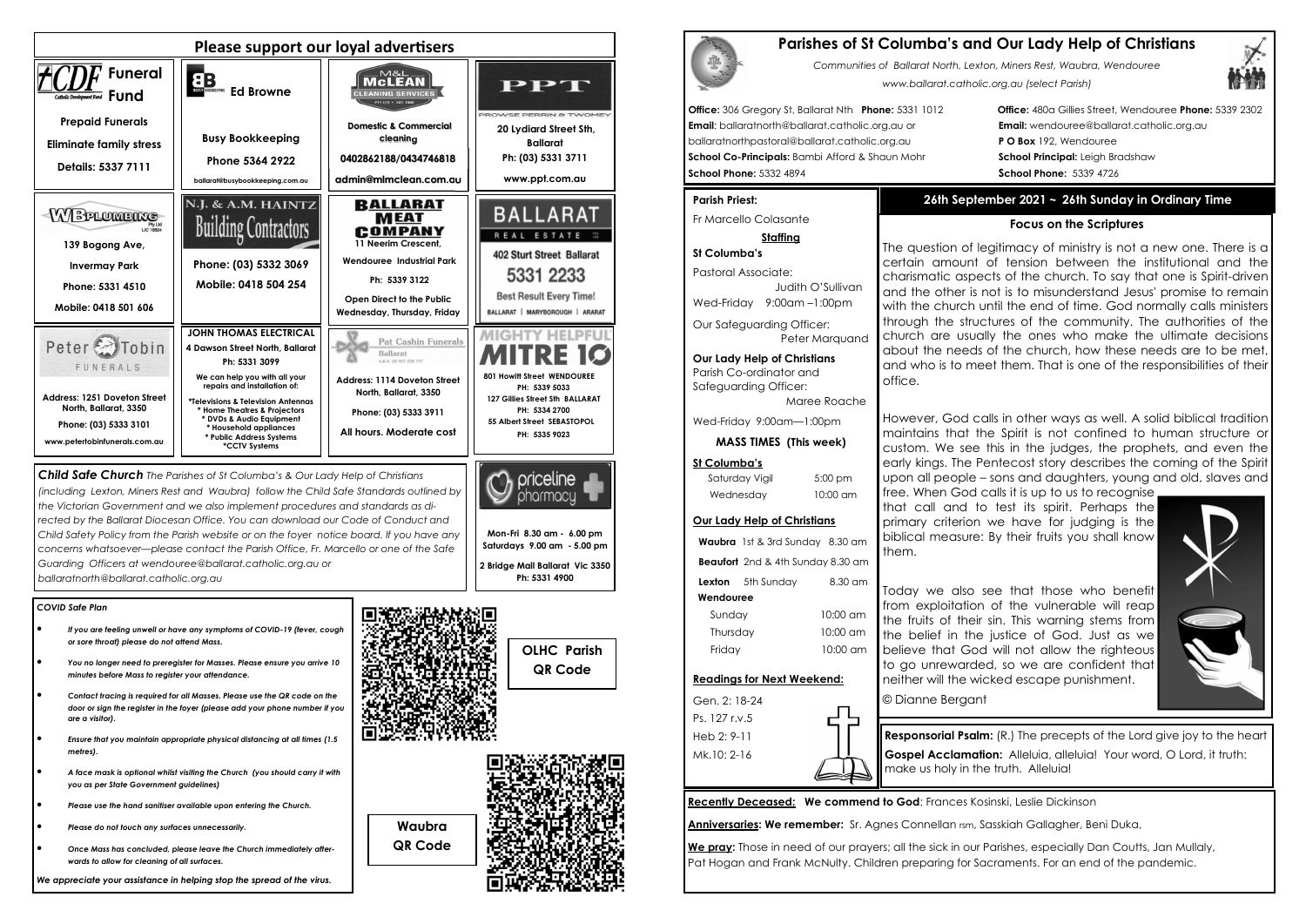## Please support our loyal advertisers

**CDF Funeral Fund** (Catholic Development Fund)
Prepaid Funerals
Eliminate family stress
Details: 5337 7111

**Ed Browne**
Busy Bookkeeping
Phone 5364 2922
ballarat@busybookkeeping.com.au

**M&L McLEAN CLEANING SERVICES**
Domestic & Commercial cleaning
0402862188/0434746818
admin@mlmclean.com.au

**PPT** (Prowse Perrin & Twomey)
20 Lydiard Street Sth, Ballarat
Ph: (03) 5331 3711
www.ppt.com.au

**WB PLUMBING** Pty Ltd LIC 18824
139 Bogong Ave, Invermay Park
Phone: 5331 4510
Mobile: 0418 501 606

**N.J. & A.M. HAINTZ Building Contractors**
Phone: (03) 5332 3069
Mobile: 0418 504 254

**BALLARAT MEAT COMPANY**
11 Neerim Crescent, Wendouree Industrial Park
Ph: 5339 3122
Open Direct to the Public Wednesday, Thursday, Friday

**BALLARAT REAL ESTATE**
402 Sturt Street Ballarat
5331 2233
Best Result Every Time!
BALLARAT | MARYBOROUGH | ARARAT

**Peter Tobin FUNERALS**
Address: 1251 Doveton Street North, Ballarat, 3350
Phone: (03) 5333 3101
www.petertobinfunerals.com.au

**JOHN THOMAS ELECTRICAL**
4 Dawson Street North, Ballarat
Ph: 5331 3099
We can help you with all your repairs and installation of:
- Televisions & Television Antennas
- Home Theatres & Projectors
- DVDs & Audio Equipment
- Household appliances
- Public Address Systems
- CCTV Systems

**Pat Cashin Funerals Ballarat**
Address: 1114 Doveton Street North, Ballarat, 3350
Phone: (03) 5333 3911
All hours. Moderate cost

**MIGHTY HELPFUL MITRE 10**
801 Howitt Street WENDOUREE PH: 5339 5033
127 Gillies Street Sth BALLARAT PH: 5334 2700
55 Albert Street SEBASTOPOL PH: 5335 9023

***Child Safe Church*** *The Parishes of St Columba's & Our Lady Help of Christians (including Lexton, Miners Rest and Waubra) follow the Child Safe Standards outlined by the Victorian Government and we also implement procedures and standards as directed by the Ballarat Diocesan Office. You can download our Code of Conduct and Child Safety Policy from the Parish website or on the foyer notice board. If you have any concerns whatsoever—please contact the Parish Office, Fr. Marcello or one of the Safe Guarding Officers at wendouree@ballarat.catholic.org.au or ballaratnorth@ballarat.catholic.org.au*

**priceline pharmacy**
Mon-Fri 8.30 am - 6.00 pm
Saturdays 9.00 am - 5.00 pm
2 Bridge Mall Ballarat Vic 3350
Ph: 5331 4900

### COVID Safe Plan

- *If you are feeling unwell or have any symptoms of COVID-19 (fever, cough or sore throat) please do not attend Mass.*
- *You no longer need to preregister for Masses. Please ensure you arrive 10 minutes before Mass to register your attendance.*
- *Contact tracing is required for all Masses. Please use the QR code on the door or sign the register in the foyer (please add your phone number if you are a visitor).*
- *Ensure that you maintain appropriate physical distancing at all times (1.5 metres).*
- *A face mask is optional whilst visiting the Church (you should carry it with you as per State Government guidelines)*
- *Please use the hand sanitiser available upon entering the Church.*
- *Please do not touch any surfaces unnecessarily.*
- *Once Mass has concluded, please leave the Church immediately afterwards to allow for cleaning of all surfaces.*

*We appreciate your assistance in helping stop the spread of the virus.*

**OLHC Parish QR Code**

**Waubra QR Code**

# Parishes of St Columba's and Our Lady Help of Christians

*Communities of Ballarat North, Lexton, Miners Rest, Waubra, Wendouree*
*www.ballarat.catholic.org.au (select Parish)*

**Office:** 306 Gregory St, Ballarat Nth **Phone:** 5331 1012
**Email**: ballaratnorth@ballarat.catholic.org.au or ballaratnorthpastoral@ballarat.catholic.org.au
**School Co-Principals:** Bambi Afford & Shaun Mohr
**School Phone:** 5332 4894

**Office:** 480a Gillies Street, Wendouree **Phone:** 5339 2302
**Email:** wendouree@ballarat.catholic.org.au
**P O Box** 192, Wendouree
**School Principal:** Leigh Bradshaw
**School Phone:** 5339 4726

**Parish Priest:**
Fr Marcello Colasante

**Staffing**

**St Columba's**
Pastoral Associate: Judith O'Sullivan
Wed-Friday 9:00am –1:00pm
Our Safeguarding Officer: Peter Marquand

**Our Lady Help of Christians**
Parish Co-ordinator and Safeguarding Officer: Maree Roache
Wed-Friday 9:00am—1:00pm

**MASS TIMES (This week)**

**St Columba's**

| | |
|---|---|
| Saturday Vigil | 5:00 pm |
| Wednesday | 10:00 am |

**Our Lady Help of Christians**

| | |
|---|---|
| **Waubra** 1st & 3rd Sunday | 8.30 am |
| **Beaufort** 2nd & 4th Sunday | 8.30 am |
| **Lexton** 5th Sunday | 8.30 am |
| **Wendouree** | |
| Sunday | 10:00 am |
| Thursday | 10:00 am |
| Friday | 10:00 am |

**Readings for Next Weekend:**
Gen. 2: 18-24
Ps. 127 r.v.5
Heb 2: 9-11
Mk.10: 2-16

## 26th September 2021 ~ 26th Sunday in Ordinary Time

### Focus on the Scriptures

The question of legitimacy of ministry is not a new one. There is a certain amount of tension between the institutional and the charismatic aspects of the church. To say that one is Spirit-driven and the other is not is to misunderstand Jesus' promise to remain with the church until the end of time. God normally calls ministers through the structures of the community. The authorities of the church are usually the ones who make the ultimate decisions about the needs of the church, how these needs are to be met, and who is to meet them. That is one of the responsibilities of their office.

However, God calls in other ways as well. A solid biblical tradition maintains that the Spirit is not confined to human structure or custom. We see this in the judges, the prophets, and even the early kings. The Pentecost story describes the coming of the Spirit upon all people – sons and daughters, young and old, slaves and free. When God calls it is up to us to recognise that call and to test its spirit. Perhaps the primary criterion we have for judging is the biblical measure: By their fruits you shall know them.

Today we also see that those who benefit from exploitation of the vulnerable will reap the fruits of their sin. This warning stems from the belief in the justice of God. Just as we believe that God will not allow the righteous to go unrewarded, so we are confident that neither will the wicked escape punishment.

© Dianne Bergant

**Responsorial Psalm:** (R.) The precepts of the Lord give joy to the heart
**Gospel Acclamation:** Alleluia, alleluia! Your word, O Lord, it truth: make us holy in the truth. Alleluia!

**Recently Deceased: We commend to God**: Frances Kosinski, Leslie Dickinson

**Anniversaries: We remember:** Sr. Agnes Connellan rsm, Sasskiah Gallagher, Beni Duka,

**We pray:** Those in need of our prayers; all the sick in our Parishes, especially Dan Coutts, Jan Mullaly, Pat Hogan and Frank McNulty. Children preparing for Sacraments. For an end of the pandemic.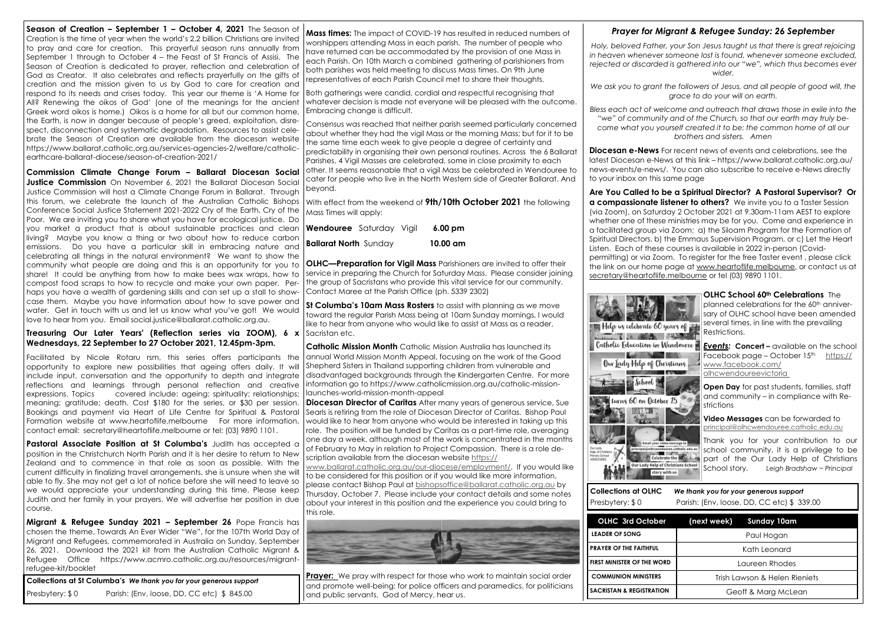**Season of Creation – September 1 – October 4, 2021** The Season of Creation is the time of year when the world's 2.2 billion Christians are invited to pray and care for creation. This prayerful season runs annually from September 1 through to October 4 – the Feast of St Francis of Assisi. The Season of Creation is dedicated to prayer, reflection and celebration of God as Creator. It also celebrates and reflects prayerfully on the gifts of creation and the mission given to us by God to care for creation and respond to its needs and crises today. This year our theme is 'A Home for All? Renewing the oikos of God' (one of the meanings for the ancient Greek word oikos is home.) Oikos is a home for all but our common home, the Earth, is now in danger because of people's greed, exploitation, disrespect, disconnection and systematic degradation. Resources to assist celebrate the Season of Creation are available from the diocesan website https://www.ballarat.catholic.org.au/services-agencies-2/welfare/catholic-earthcare-ballarat-diocese/season-of-creation-2021/

**Commission Climate Change Forum – Ballarat Diocesan Social Justice Commission** On November 6, 2021 the Ballarat Diocesan Social Justice Commission will host a Climate Change Forum in Ballarat. Through this forum, we celebrate the launch of the Australian Catholic Bishops Conference Social Justice Statement 2021-2022 Cry of the Earth, Cry of the Poor. We are inviting you to share what you have for ecological justice. Do you market a product that is about sustainable practices and clean living? Maybe you know a thing or two about how to reduce carbon emissions. Do you have a particular skill in embracing nature and celebrating all things in the natural environment? We want to show the community what people are doing and this is an opportunity for you to share! It could be anything from how to make bees wax wraps, how to compost food scraps to how to recycle and make your own paper. Perhaps you have a wealth of gardening skills and can set up a stall to showcase them. Maybe you have information about how to save power and water. Get in touch with us and let us know what you've got! We would love to hear from you. Email social.justice@ballarat.catholic.org.au.

**Treasuring Our Later Years' (Reflection series via ZOOM), 6 x Wednesdays, 22 September to 27 October 2021, 12.45pm-3pm.**

Facilitated by Nicole Rotaru rsm, this series offers participants the opportunity to explore new possibilities that ageing offers daily. It will include input, conversation and the opportunity to depth and integrate reflections and learnings through personal reflection and creative expressions. Topics covered include: ageing; spirituality; relationships; meaning; gratitude; death. Cost $180 for the series, or $30 per session. Bookings and payment via Heart of Life Centre for Spiritual & Pastoral Formation website at www.heartoflife.melbourne For more information, contact email: secretary@heartoflife.melbourne or tel: (03) 9890 1101.

**Pastoral Associate Position at St Columba's** Judith has accepted a position in the Christchurch North Parish and it is her desire to return to New Zealand and to commence in that role as soon as possible. With the current difficulty in finalizing travel arrangements, she is unsure when she will able to fly. She may not get a lot of notice before she will need to leave so we would appreciate your understanding during this time. Please keep Judith and her family in your prayers. We will advertise her position in due course.

**Migrant & Refugee Sunday 2021 – September 26** Pope Francis has chosen the theme, Towards An Ever Wider "We", for the 107th World Day of Migrant and Refugees, commemorated in Australia on Sunday, September 26, 2021. Download the 2021 kit from the Australian Catholic Migrant & Refugee Office https://www.acmro.catholic.org.au/resources/migrant-refugee-kit/booklet

**Collections at St Columba's** *We thank you for your generous support*

Presbytery: $ 0 Parish: (Env, loose, DD, CC etc) $ 845.00

**Mass times:** The impact of COVID-19 has resulted in reduced numbers of worshippers attending Mass in each parish. The number of people who have returned can be accommodated by the provision of one Mass in each Parish. On 10th March a combined gathering of parishioners from both parishes was held meeting to discuss Mass times. On 9th June representatives of each Parish Council met to share their thoughts.

Both gatherings were candid, cordial and respectful recognising that whatever decision is made not everyone will be pleased with the outcome. Embracing change is difficult.

Consensus was reached that neither parish seemed particularly concerned about whether they had the vigil Mass or the morning Mass; but for it to be the same time each week to give people a degree of certainty and predictability in organising their own personal routines. Across the 6 Ballarat Parishes, 4 Vigil Masses are celebrated, some in close proximity to each other. It seems reasonable that a vigil Mass be celebrated in Wendouree to cater for people who live in the North Western side of Greater Ballarat. And beyond.

With effect from the weekend of **9th/10th October 2021** the following Mass Times will apply:

**Wendouree** Saturday Vigil **6.00 pm**

**Ballarat North** Sunday **10.00 am**

**OLHC—Preparation for Vigil Mass** Parishioners are invited to offer their service in preparing the Church for Saturday Mass. Please consider joining the group of Sacristans who provide this vital service for our community. Contact Maree at the Parish Office (ph. 5339 2302)

**St Columba's 10am Mass Rosters** to assist with planning as we move toward the regular Parish Mass being at 10am Sunday mornings, I would like to hear from anyone who would like to assist at Mass as a reader, Sacristan etc.

**Catholic Mission Month** Catholic Mission Australia has launched its annual World Mission Month Appeal, focusing on the work of the Good Shepherd Sisters in Thailand supporting children from vulnerable and disadvantaged backgrounds through the Kindergarten Centre. For more information go to https://www.catholicmission.org.au/catholic-mission-launches-world-mission-month-appeal

**Diocesan Director of Caritas** After many years of generous service, Sue Searls is retiring from the role of Diocesan Director of Caritas. Bishop Paul would like to hear from anyone who would be interested in taking up this role. The position will be funded by Caritas as a part-time role, averaging one day a week, although most of the work is concentrated in the months of February to May in relation to Project Compassion. There is a role description available from the diocesan website https://www.ballarat.catholic.org.au/our-diocese/employment/. If you would like to be considered for this position or if you would like more information, please contact Bishop Paul at bishopsoffice@ballarat.catholic.org.au by Thursday, October 7. Please include your contact details and some notes about your interest in this position and the experience you could bring to this role.

**Prayer:** We pray with respect for those who work to maintain social order and promote well-being: for police officers and paramedics, for politicians and public servants. God of Mercy, hear us.

### *Prayer for Migrant & Refugee Sunday: 26 September*

*Holy, beloved Father, your Son Jesus taught us that there is great rejoicing in heaven whenever someone lost is found, whenever someone excluded, rejected or discarded is gathered into our "we", which thus becomes ever wider.*

*We ask you to grant the followers of Jesus, and all people of good will, the grace to do your will on earth.*

*Bless each act of welcome and outreach that draws those in exile into the "we" of community and of the Church, so that our earth may truly become what you yourself created it to be: the common home of all our brothers and sisters. Amen*

**Diocesan e-News** For recent news of events and celebrations, see the latest Diocesan e-News at this link – https://www.ballarat.catholic.org.au/news-events/e-news/. You can also subscribe to receive e-News directly to your inbox on this same page

**Are You Called to be a Spiritual Director? A Pastoral Supervisor? Or a compassionate listener to others?** We invite you to a Taster Session (via Zoom), on Saturday 2 October 2021 at 9.30am-11am AEST to explore whether one of these ministries may be for you. Come and experience in a facilitated group via Zoom: a) the Siloam Program for the Formation of Spiritual Directors, b) the Emmaus Supervision Program, or c) Let the Heart Listen. Each of these courses is available in 2022 in-person (Covid-permitting) or via Zoom. To register for the free Taster event , please click the link on our home page at www.heartoflife.melbourne, or contact us at secretary@heartoflife.melbourne or tel (03) 9890 1101.

Help us celebrate 60 years of Catholic Education in Wendouree
Our Lady Help of Christians School turns 60 on October 15
Email your video message to principal@olhcwendouree.catholic.edu.au
Celebrate the Our Lady Help of Christians School story with us

**OLHC School 60th Celebrations** The planned celebrations for the 60th anniversary of OLHC school have been amended several times, in line with the prevailing Restrictions.

***Events:*** **Concert –** available on the school Facebook page – October 15th https://www.facebook.com/olhcwendoureevictoria

**Open Day** for past students, families, staff and community – in compliance with Restrictions

**Video Messages** can be forwarded to principal@olhcwendouree.catholic.edu.au

Thank you for your contribution to our school community, it is a privilege to be part of the Our Lady Help of Christians School story. *Leigh Bradshaw ~ Principal*

**Collections at OLHC** *We thank you for your generous support*

Presbytery: $ 0 Parish: (Env, loose, DD, CC etc) $ 339.00

| OLHC 3rd October | (next week) Sunday 10am |
|---|---|
| LEADER OF SONG | Paul Hogan |
| PRAYER OF THE FAITHFUL | Kath Leonard |
| FIRST MINISTER OF THE WORD | Laureen Rhodes |
| COMMUNION MINISTERS | Trish Lawson & Helen Rieniets |
| SACRISTAN & REGISTRATION | Geoff & Marg McLean |